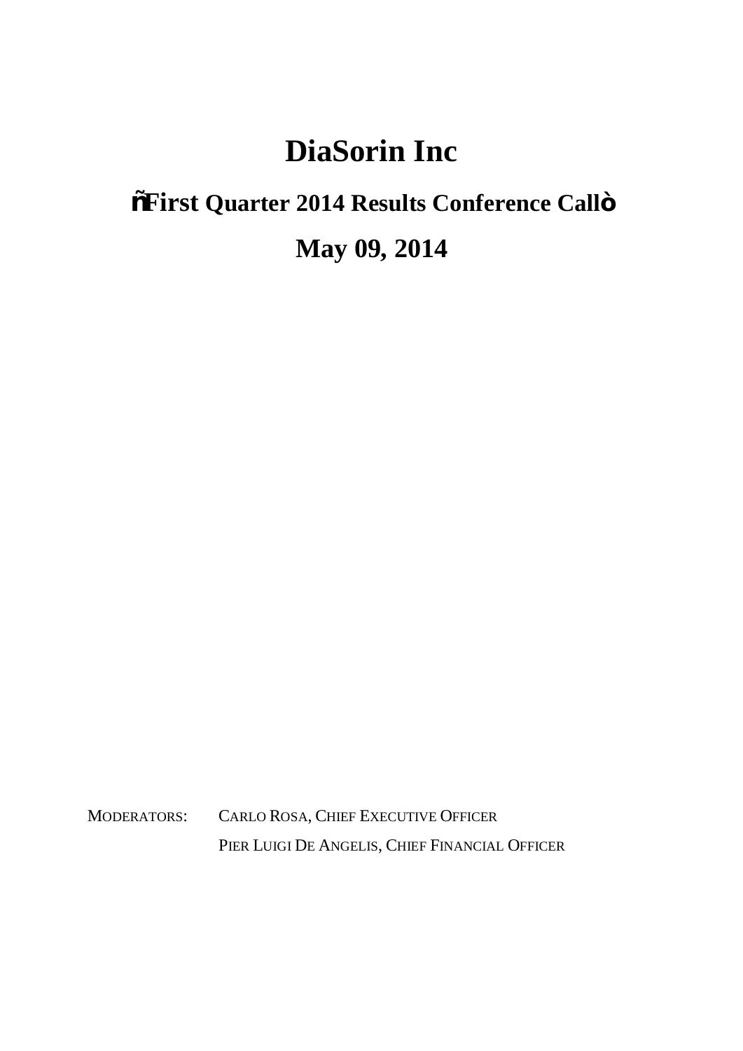# DiaSorin Inc

## ñFirst Quarter 2014 Results Conference Callò

## May 09, 2014

MODERATORS: CARLO ROSA, CHIEF EXECUTIVE OFFICER

PIER LUIGI DE ANGELIS, CHIEF FINANCIAL OFFICER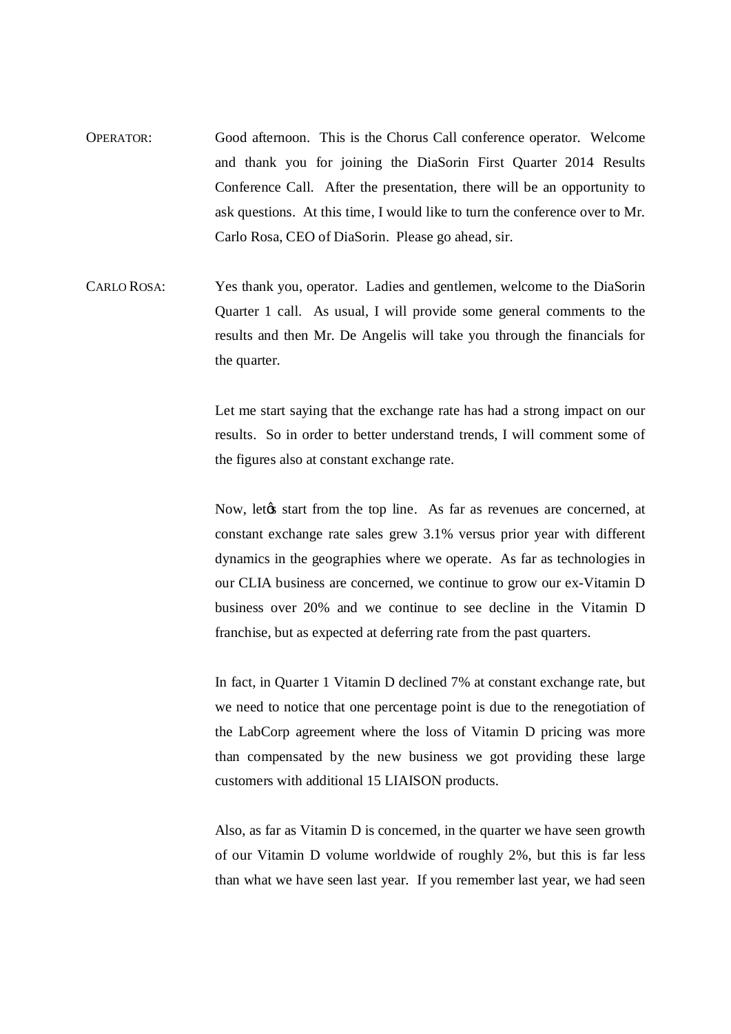OPERATOR: Good afternoon. This is the Chorus Call conference operator. Welcome and thank you for joining the DiaSorin First Quarter 2014 Results Conference Call. After the presentation, there will be an opportunity to ask questions. At this time, I would like to turn the conference over to Mr. Carlo Rosa, CEO of DiaSorin. Please go ahead, sir.

CARLO ROSA: Yes thank you, operator. Ladies and gentlemen, welcome to the DiaSorin Quarter 1 call. As usual, I will provide some general comments to the results and then Mr. De Angelis will take you through the financials for the quarter.

Let me start saying that the exchange rate has had a strong impact on our results. So in order to better understand trends, I will comment some of the figures also at constant exchange rate.

Now, letĝs start from the top line. As far as revenues are concerned, at constant exchange rate sales grew 3.1% versus prior year with different dynamics in the geographies where we operate. As far as technologies in our CLIA business are concerned, we continue to grow our ex-Vitamin D business over 20% and we continue to see decline in the Vitamin D franchise, but as expected at deferring rate from the past quarters.

In fact, in Quarter 1 Vitamin D declined 7% at constant exchange rate, but we need to notice that one percentage point is due to the renegotiation of the LabCorp agreement where the loss of Vitamin D pricing was more than compensated by the new business we got providing these large customers with additional 15 LIAISON products.

Also, as far as Vitamin D is concerned, in the quarter we have seen growth of our Vitamin D volume worldwide of roughly 2%, but this is far less than what we have seen last year. If you remember last year, we had seen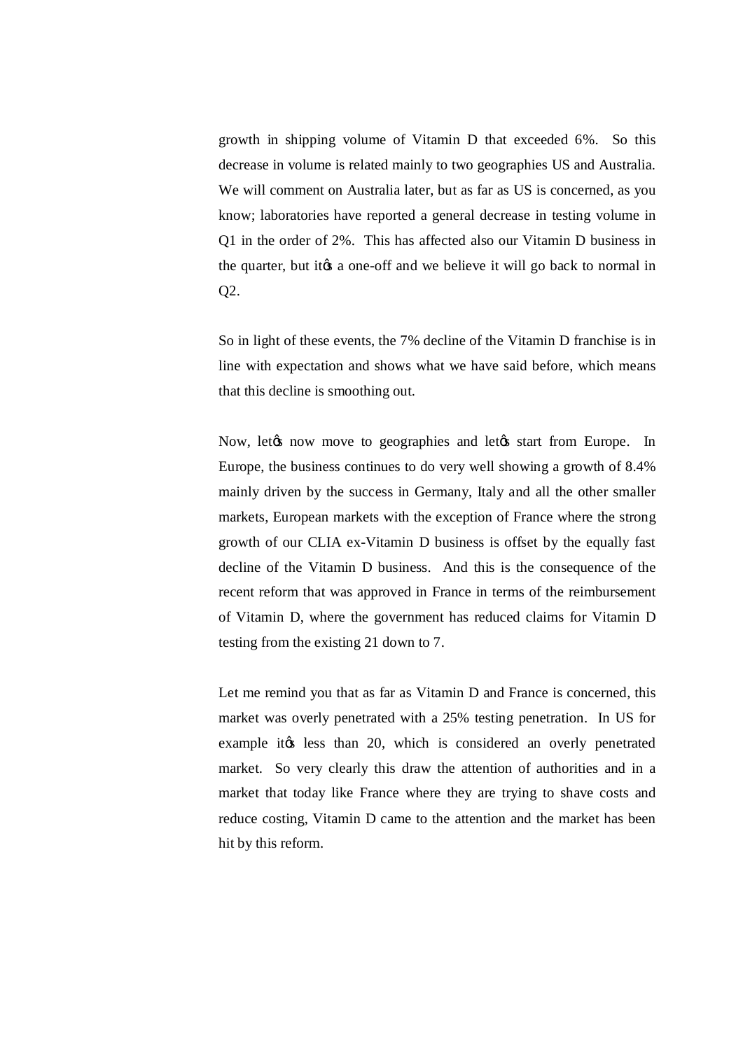growth in shipping volume of Vitamin D that exceeded 6%. So this decrease in volume is related mainly to two geographies US and Australia. We will comment on Australia later, but as far as US is concerned, as you know; laboratories have reported a general decrease in testing volume in Q1 in the order of 2%. This has affected also our Vitamin D business in the quarter, but it's a one-off and we believe it will go back to normal in Q2.

So in light of these events, the 7% decline of the Vitamin D franchise is in line with expectation and shows what we have said before, which means that this decline is smoothing out.

Now, let's now move to geographies and let's start from Europe. In Europe, the business continues to do very well showing a growth of 8.4% mainly driven by the success in Germany, Italy and all the other smaller markets, European markets with the exception of France where the strong growth of our CLIA ex-Vitamin D business is offset by the equally fast decline of the Vitamin D business. And this is the consequence of the recent reform that was approved in France in terms of the reimbursement of Vitamin D, where the government has reduced claims for Vitamin D testing from the existing 21 down to 7.

Let me remind you that as far as Vitamin D and France is concerned, this market was overly penetrated with a 25% testing penetration. In US for example it's less than 20, which is considered an overly penetrated market. So very clearly this draw the attention of authorities and in a market that today like France where they are trying to shave costs and reduce costing, Vitamin D came to the attention and the market has been hit by this reform.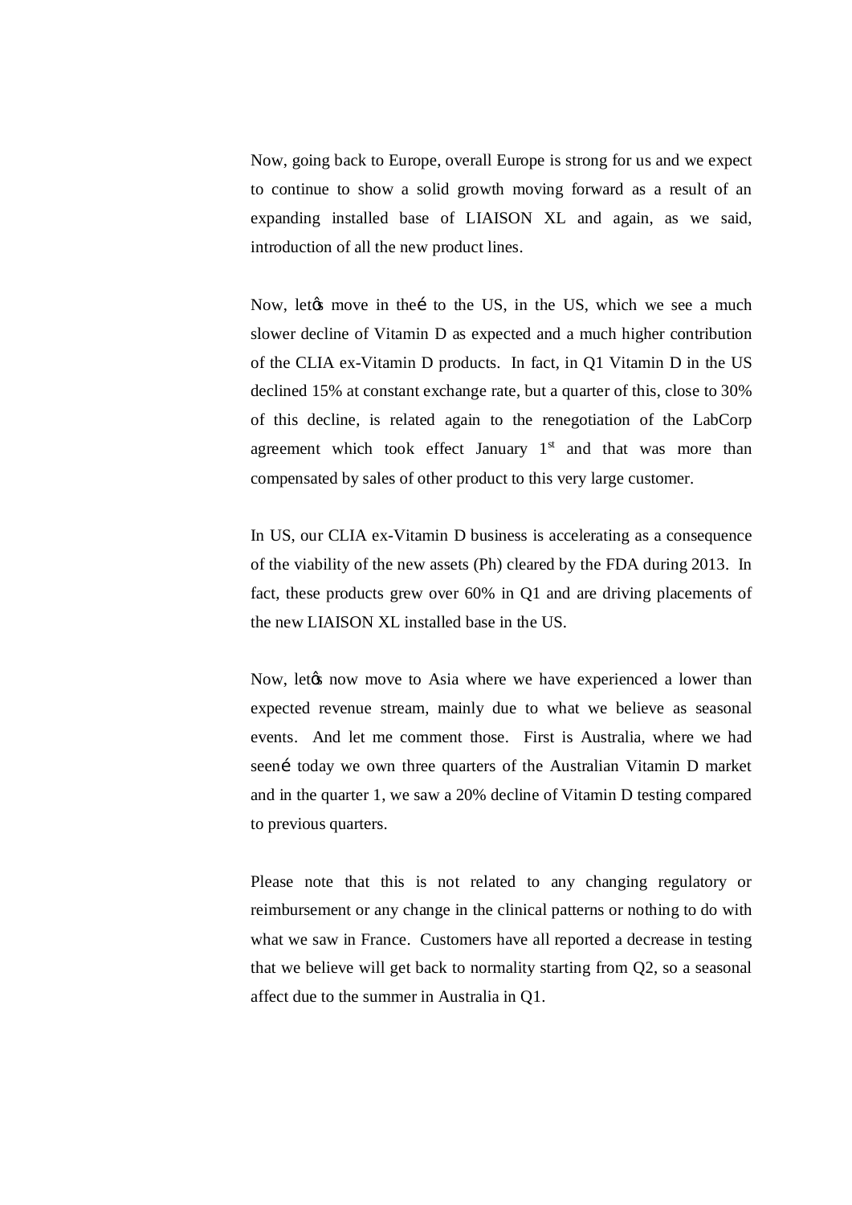Now, going back to Europe, overall Europe is strong for us and we expect to continue to show a solid growth moving forward as a result of an expanding installed base of LIAISON XL and again, as we said, introduction of all the new product lines.

Now, letśs move in theí to the US, in the US, which we see a much slower decline of Vitamin D as expected and a much higher contribution of the CLIA ex-Vitamin D products. In fact, in Q1 Vitamin D in the US declined 15% at constant exchange rate, but a quarter of this, close to 30% of this decline, is related again to the renegotiation of the LabCorp agreement which took effect January 1st and that was more than compensated by sales of other product to this very large customer.

In US, our CLIA ex-Vitamin D business is accelerating as a consequence of the viability of the new assets (Ph) cleared by the FDA during 2013. In fact, these products grew over 60% in Q1 and are driving placements of the new LIAISON XL installed base in the US.

Now, letśs now move to Asia where we have experienced a lower than expected revenue stream, mainly due to what we believe as seasonal events. And let me comment those. First is Australia, where we had seení today we own three quarters of the Australian Vitamin D market and in the quarter 1, we saw a 20% decline of Vitamin D testing compared to previous quarters.

Please note that this is not related to any changing regulatory or reimbursement or any change in the clinical patterns or nothing to do with what we saw in France. Customers have all reported a decrease in testing that we believe will get back to normality starting from Q2, so a seasonal affect due to the summer in Australia in Q1.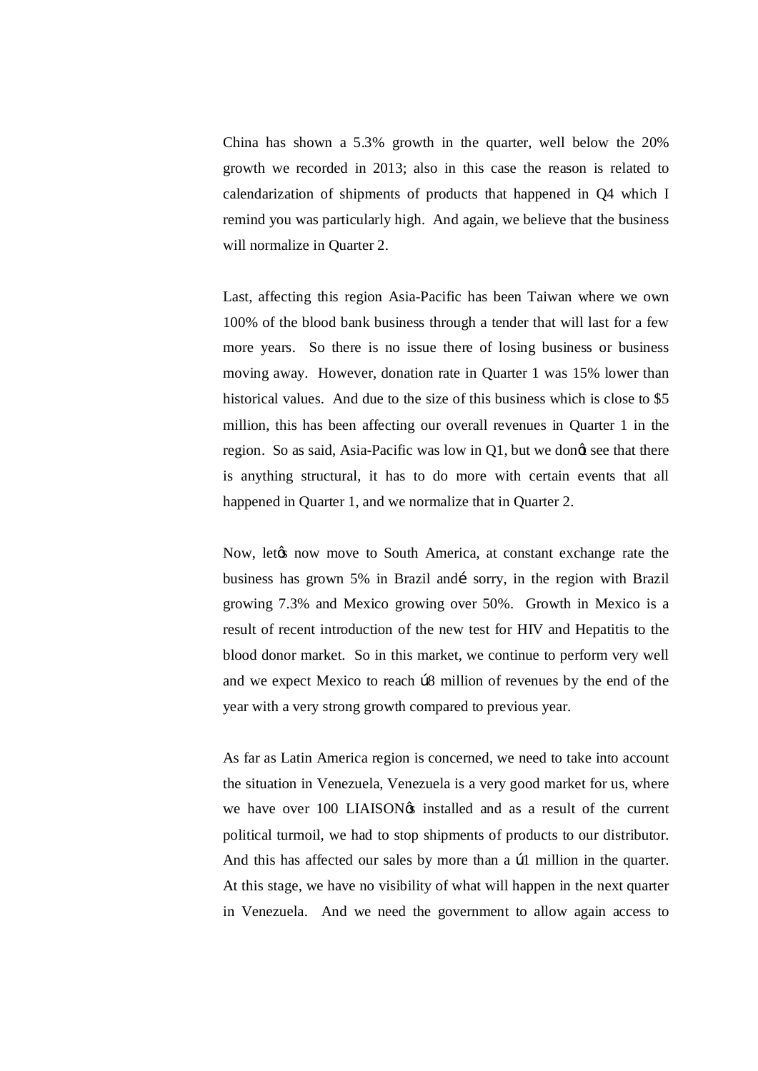China has shown a 5.3% growth in the quarter, well below the 20% growth we recorded in 2013; also in this case the reason is related to calendarization of shipments of products that happened in Q4 which I remind you was particularly high. And again, we believe that the business will normalize in Quarter 2.

Last, affecting this region Asia-Pacific has been Taiwan where we own 100% of the blood bank business through a tender that will last for a few more years. So there is no issue there of losing business or business moving away. However, donation rate in Quarter 1 was 15% lower than historical values. And due to the size of this business which is close to $5 million, this has been affecting our overall revenues in Quarter 1 in the region. So as said, Asia-Pacific was low in Q1, but we donģt see that there is anything structural, it has to do more with certain events that all happened in Quarter 1, and we normalize that in Quarter 2.

Now, letģs now move to South America, at constant exchange rate the business has grown 5% in Brazil andí sorry, in the region with Brazil growing 7.3% and Mexico growing over 50%. Growth in Mexico is a result of recent introduction of the new test for HIV and Hepatitis to the blood donor market. So in this market, we continue to perform very well and we expect Mexico to reach ú8 million of revenues by the end of the year with a very strong growth compared to previous year.

As far as Latin America region is concerned, we need to take into account the situation in Venezuela, Venezuela is a very good market for us, where we have over 100 LIAISONģs installed and as a result of the current political turmoil, we had to stop shipments of products to our distributor. And this has affected our sales by more than a ú1 million in the quarter. At this stage, we have no visibility of what will happen in the next quarter in Venezuela. And we need the government to allow again access to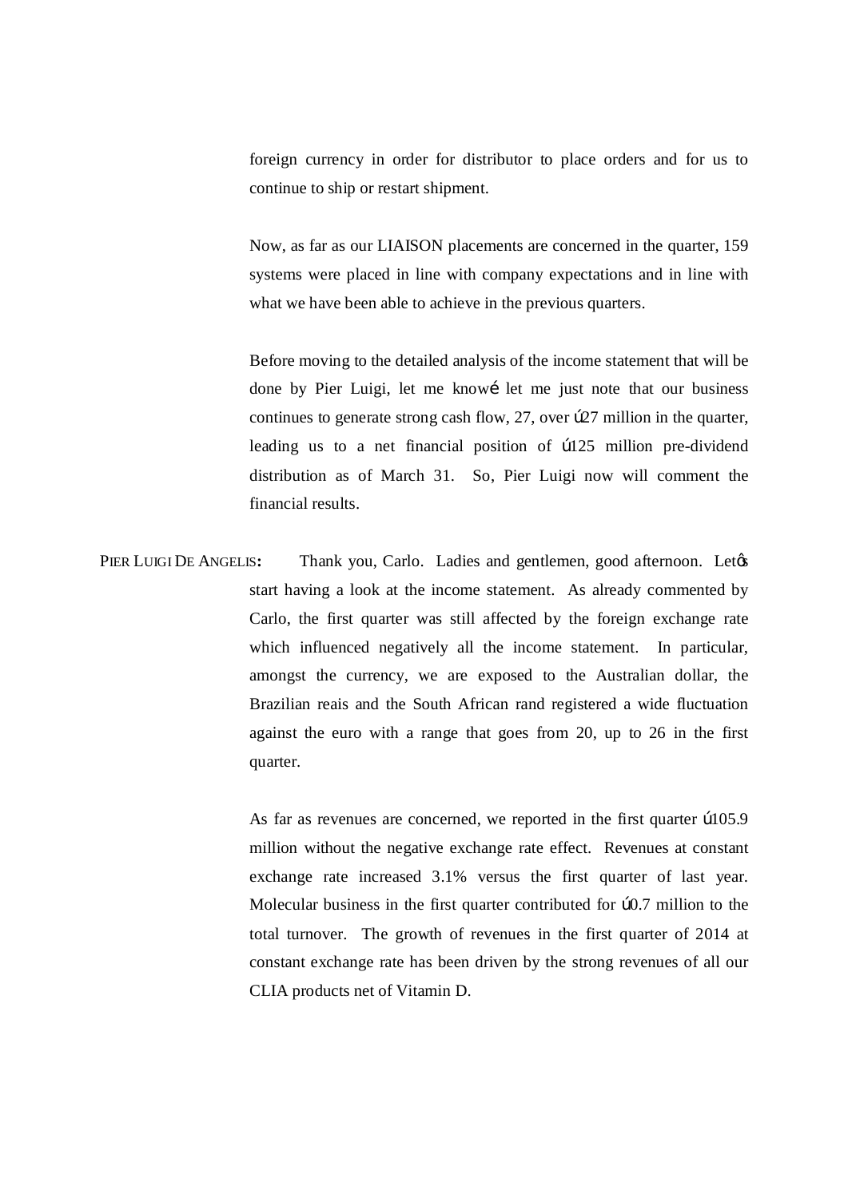foreign currency in order for distributor to place orders and for us to continue to ship or restart shipment.

Now, as far as our LIAISON placements are concerned in the quarter, 159 systems were placed in line with company expectations and in line with what we have been able to achieve in the previous quarters.

Before moving to the detailed analysis of the income statement that will be done by Pier Luigi, let me knowé let me just note that our business continues to generate strong cash flow, 27, over ú27 million in the quarter, leading us to a net financial position of ú125 million pre-dividend distribution as of March 31. So, Pier Luigi now will comment the financial results.

PIER LUIGI DE ANGELIS: Thank you, Carlo. Ladies and gentlemen, good afternoon. Letø start having a look at the income statement. As already commented by Carlo, the first quarter was still affected by the foreign exchange rate which influenced negatively all the income statement. In particular, amongst the currency, we are exposed to the Australian dollar, the Brazilian reais and the South African rand registered a wide fluctuation against the euro with a range that goes from 20, up to 26 in the first quarter.

As far as revenues are concerned, we reported in the first quarter ú105.9 million without the negative exchange rate effect. Revenues at constant exchange rate increased 3.1% versus the first quarter of last year. Molecular business in the first quarter contributed for ú0.7 million to the total turnover. The growth of revenues in the first quarter of 2014 at constant exchange rate has been driven by the strong revenues of all our CLIA products net of Vitamin D.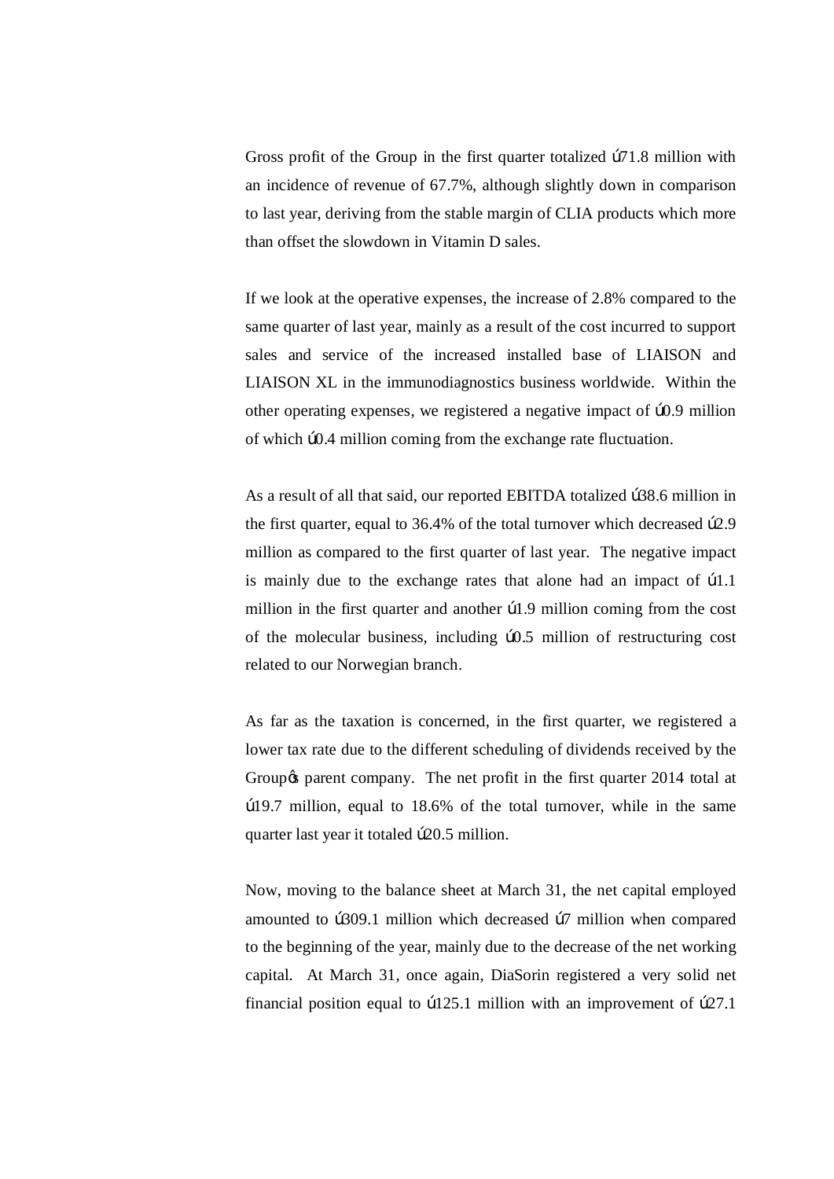Gross profit of the Group in the first quarter totalized ú71.8 million with an incidence of revenue of 67.7%, although slightly down in comparison to last year, deriving from the stable margin of CLIA products which more than offset the slowdown in Vitamin D sales.

If we look at the operative expenses, the increase of 2.8% compared to the same quarter of last year, mainly as a result of the cost incurred to support sales and service of the increased installed base of LIAISON and LIAISON XL in the immunodiagnostics business worldwide. Within the other operating expenses, we registered a negative impact of ú0.9 million of which ú0.4 million coming from the exchange rate fluctuation.

As a result of all that said, our reported EBITDA totalized ú38.6 million in the first quarter, equal to 36.4% of the total turnover which decreased ú2.9 million as compared to the first quarter of last year. The negative impact is mainly due to the exchange rates that alone had an impact of ú1.1 million in the first quarter and another ú1.9 million coming from the cost of the molecular business, including ú0.5 million of restructuring cost related to our Norwegian branch.

As far as the taxation is concerned, in the first quarter, we registered a lower tax rate due to the different scheduling of dividends received by the Groupøs parent company. The net profit in the first quarter 2014 total at ú19.7 million, equal to 18.6% of the total turnover, while in the same quarter last year it totaled ú20.5 million.

Now, moving to the balance sheet at March 31, the net capital employed amounted to ú309.1 million which decreased ú7 million when compared to the beginning of the year, mainly due to the decrease of the net working capital. At March 31, once again, DiaSorin registered a very solid net financial position equal to ú125.1 million with an improvement of ú27.1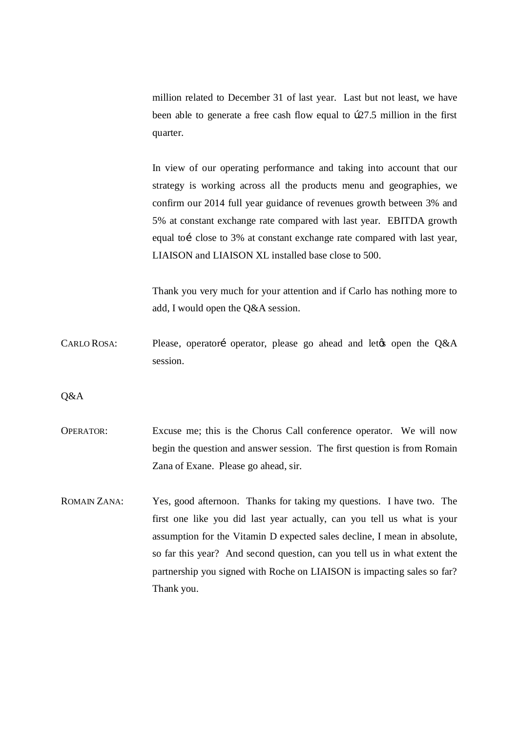million related to December 31 of last year. Last but not least, we have been able to generate a free cash flow equal to Ú27.5 million in the first quarter.

In view of our operating performance and taking into account that our strategy is working across all the products menu and geographies, we confirm our 2014 full year guidance of revenues growth between 3% and 5% at constant exchange rate compared with last year. EBITDA growth equal toé close to 3% at constant exchange rate compared with last year, LIAISON and LIAISON XL installed base close to 500.

Thank you very much for your attention and if Carlo has nothing more to add, I would open the Q&A session.

CARLO ROSA: Please, operatoré operator, please go ahead and letøs open the Q&A session.

Q&A

OPERATOR: Excuse me; this is the Chorus Call conference operator. We will now begin the question and answer session. The first question is from Romain Zana of Exane. Please go ahead, sir.

ROMAIN ZANA: Yes, good afternoon. Thanks for taking my questions. I have two. The first one like you did last year actually, can you tell us what is your assumption for the Vitamin D expected sales decline, I mean in absolute, so far this year? And second question, can you tell us in what extent the partnership you signed with Roche on LIAISON is impacting sales so far? Thank you.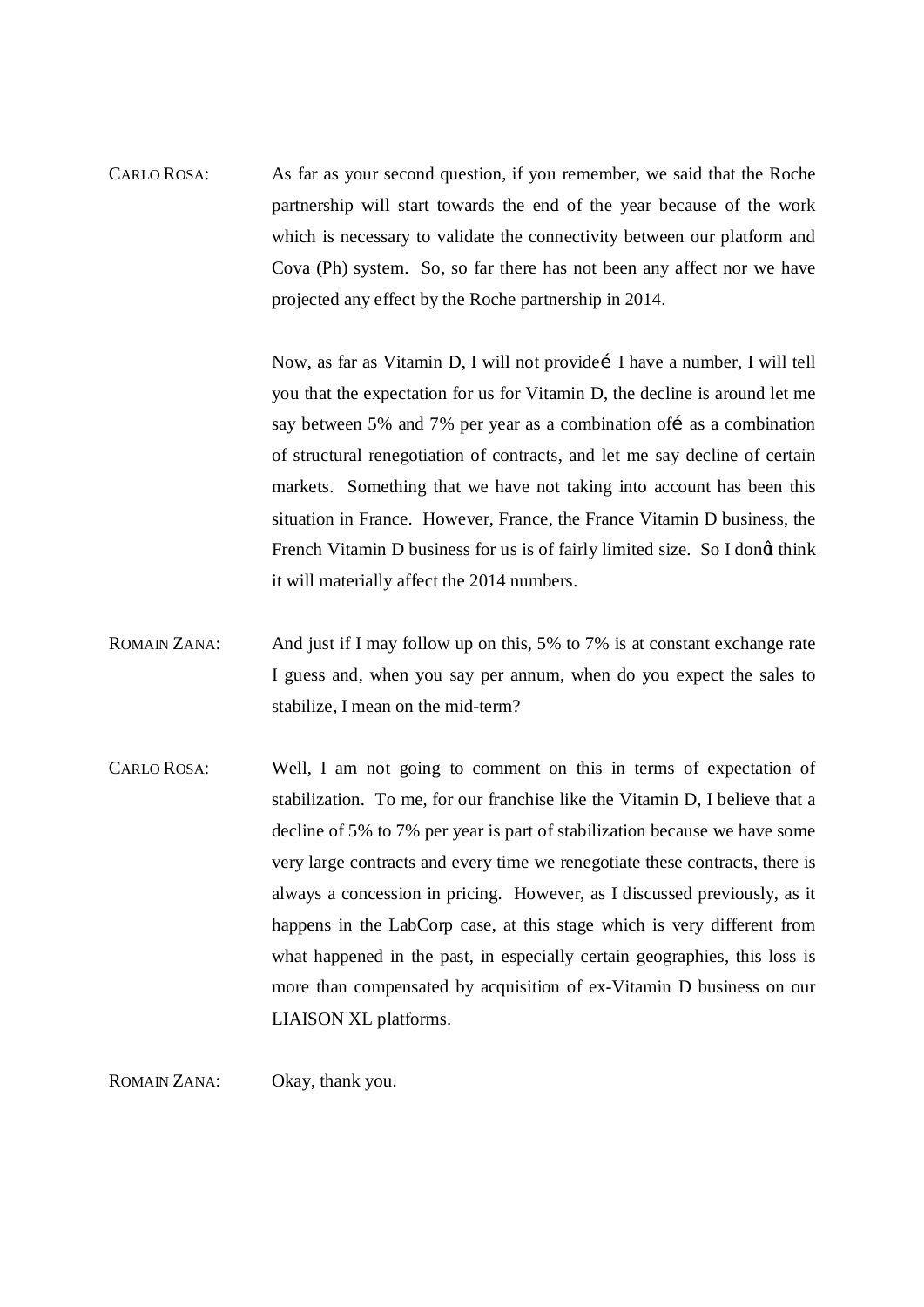CARLO ROSA: As far as your second question, if you remember, we said that the Roche partnership will start towards the end of the year because of the work which is necessary to validate the connectivity between our platform and Cova (Ph) system. So, so far there has not been any affect nor we have projected any effect by the Roche partnership in 2014.

Now, as far as Vitamin D, I will not provideí I have a number, I will tell you that the expectation for us for Vitamin D, the decline is around let me say between 5% and 7% per year as a combination ofí as a combination of structural renegotiation of contracts, and let me say decline of certain markets. Something that we have not taking into account has been this situation in France. However, France, the France Vitamin D business, the French Vitamin D business for us is of fairly limited size. So I donøt think it will materially affect the 2014 numbers.

ROMAIN ZANA: And just if I may follow up on this, 5% to 7% is at constant exchange rate I guess and, when you say per annum, when do you expect the sales to stabilize, I mean on the mid-term?

CARLO ROSA: Well, I am not going to comment on this in terms of expectation of stabilization. To me, for our franchise like the Vitamin D, I believe that a decline of 5% to 7% per year is part of stabilization because we have some very large contracts and every time we renegotiate these contracts, there is always a concession in pricing. However, as I discussed previously, as it happens in the LabCorp case, at this stage which is very different from what happened in the past, in especially certain geographies, this loss is more than compensated by acquisition of ex-Vitamin D business on our LIAISON XL platforms.

ROMAIN ZANA: Okay, thank you.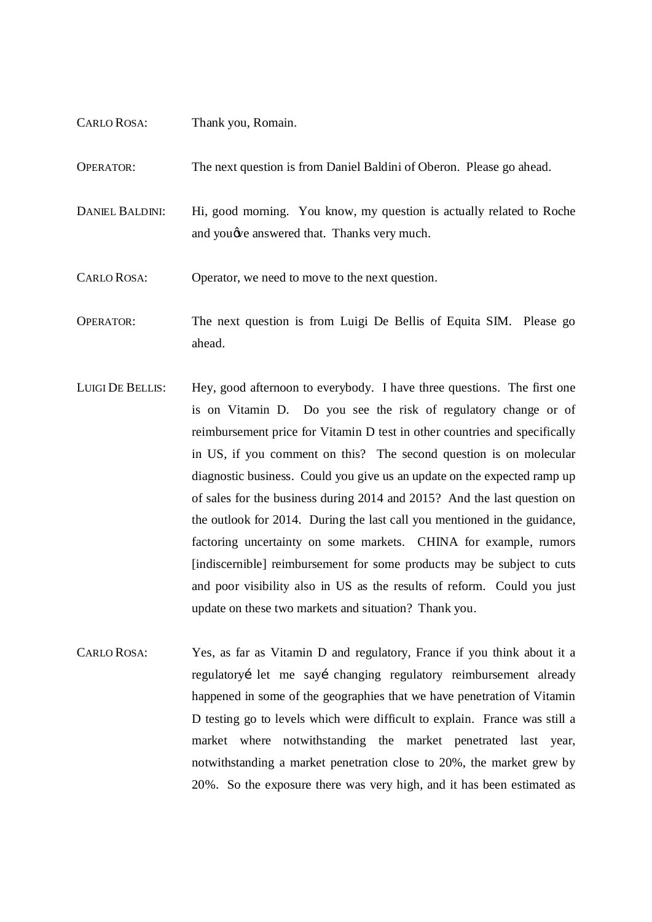CARLO ROSA: Thank you, Romain.

OPERATOR: The next question is from Daniel Baldini of Oberon. Please go ahead.

DANIEL BALDINI: Hi, good morning. You know, my question is actually related to Roche and you've answered that. Thanks very much.

CARLO ROSA: Operator, we need to move to the next question.

OPERATOR: The next question is from Luigi De Bellis of Equita SIM. Please go ahead.

LUIGI DE BELLIS: Hey, good afternoon to everybody. I have three questions. The first one is on Vitamin D. Do you see the risk of regulatory change or of reimbursement price for Vitamin D test in other countries and specifically in US, if you comment on this? The second question is on molecular diagnostic business. Could you give us an update on the expected ramp up of sales for the business during 2014 and 2015? And the last question on the outlook for 2014. During the last call you mentioned in the guidance, factoring uncertainty on some markets. CHINA for example, rumors [indiscernible] reimbursement for some products may be subject to cuts and poor visibility also in US as the results of reform. Could you just update on these two markets and situation? Thank you.

CARLO ROSA: Yes, as far as Vitamin D and regulatory, France if you think about it a regulatory… let me say… changing regulatory reimbursement already happened in some of the geographies that we have penetration of Vitamin D testing go to levels which were difficult to explain. France was still a market where notwithstanding the market penetrated last year, notwithstanding a market penetration close to 20%, the market grew by 20%. So the exposure there was very high, and it has been estimated as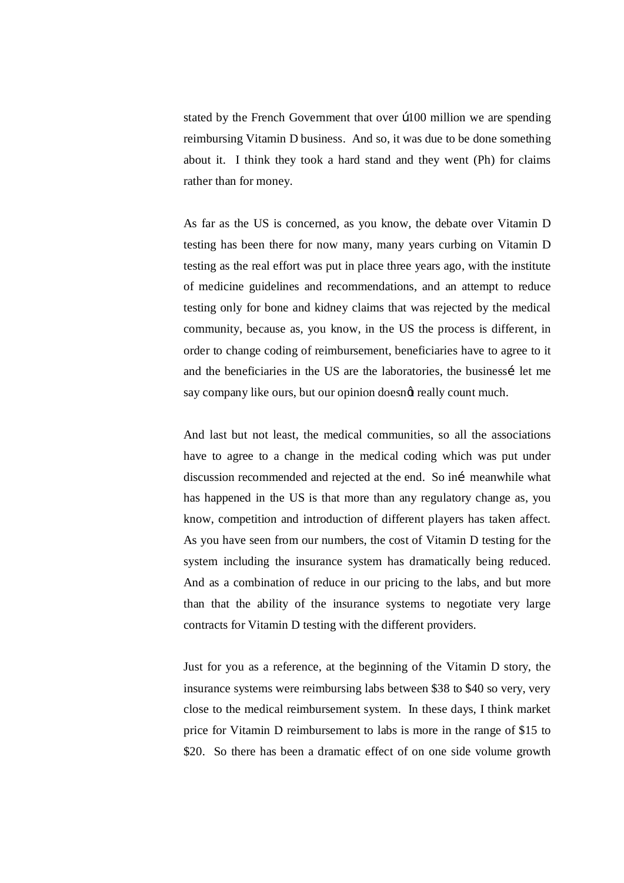stated by the French Government that over ú100 million we are spending reimbursing Vitamin D business. And so, it was due to be done something about it. I think they took a hard stand and they went (Ph) for claims rather than for money.

As far as the US is concerned, as you know, the debate over Vitamin D testing has been there for now many, many years curbing on Vitamin D testing as the real effort was put in place three years ago, with the institute of medicine guidelines and recommendations, and an attempt to reduce testing only for bone and kidney claims that was rejected by the medical community, because as, you know, in the US the process is different, in order to change coding of reimbursement, beneficiaries have to agree to it and the beneficiaries in the US are the laboratories, the businessé let me say company like ours, but our opinion doesnφt really count much.

And last but not least, the medical communities, so all the associations have to agree to a change in the medical coding which was put under discussion recommended and rejected at the end. So iné meanwhile what has happened in the US is that more than any regulatory change as, you know, competition and introduction of different players has taken affect. As you have seen from our numbers, the cost of Vitamin D testing for the system including the insurance system has dramatically being reduced. And as a combination of reduce in our pricing to the labs, and but more than that the ability of the insurance systems to negotiate very large contracts for Vitamin D testing with the different providers.

Just for you as a reference, at the beginning of the Vitamin D story, the insurance systems were reimbursing labs between $38 to $40 so very, very close to the medical reimbursement system. In these days, I think market price for Vitamin D reimbursement to labs is more in the range of $15 to $20. So there has been a dramatic effect of on one side volume growth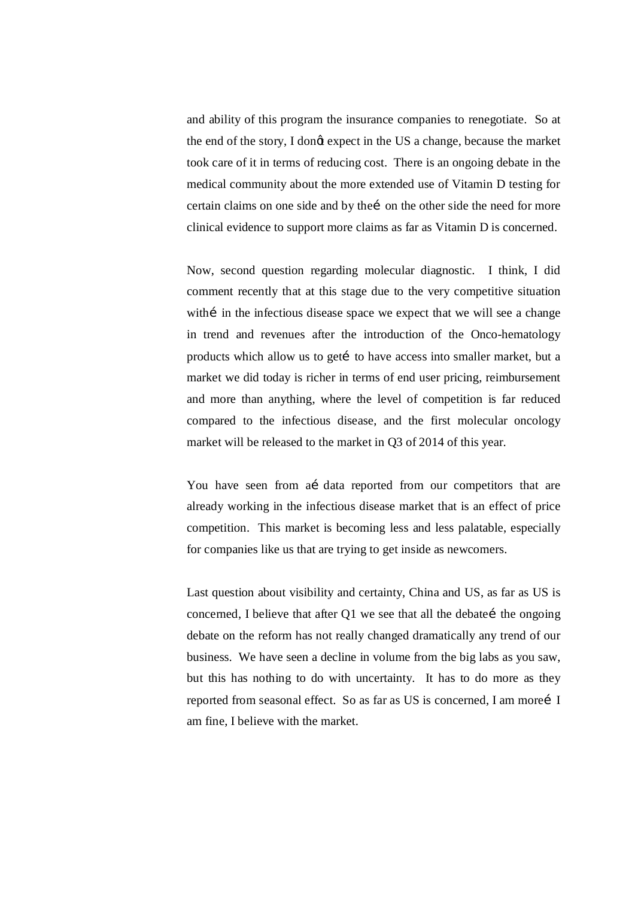and ability of this program the insurance companies to renegotiate. So at the end of the story, I donꞌt expect in the US a change, because the market took care of it in terms of reducing cost. There is an ongoing debate in the medical community about the more extended use of Vitamin D testing for certain claims on one side and by the… on the other side the need for more clinical evidence to support more claims as far as Vitamin D is concerned.

Now, second question regarding molecular diagnostic. I think, I did comment recently that at this stage due to the very competitive situation with… in the infectious disease space we expect that we will see a change in trend and revenues after the introduction of the Onco-hematology products which allow us to get… to have access into smaller market, but a market we did today is richer in terms of end user pricing, reimbursement and more than anything, where the level of competition is far reduced compared to the infectious disease, and the first molecular oncology market will be released to the market in Q3 of 2014 of this year.

You have seen from a… data reported from our competitors that are already working in the infectious disease market that is an effect of price competition. This market is becoming less and less palatable, especially for companies like us that are trying to get inside as newcomers.

Last question about visibility and certainty, China and US, as far as US is concerned, I believe that after Q1 we see that all the debate… the ongoing debate on the reform has not really changed dramatically any trend of our business. We have seen a decline in volume from the big labs as you saw, but this has nothing to do with uncertainty. It has to do more as they reported from seasonal effect. So as far as US is concerned, I am more… I am fine, I believe with the market.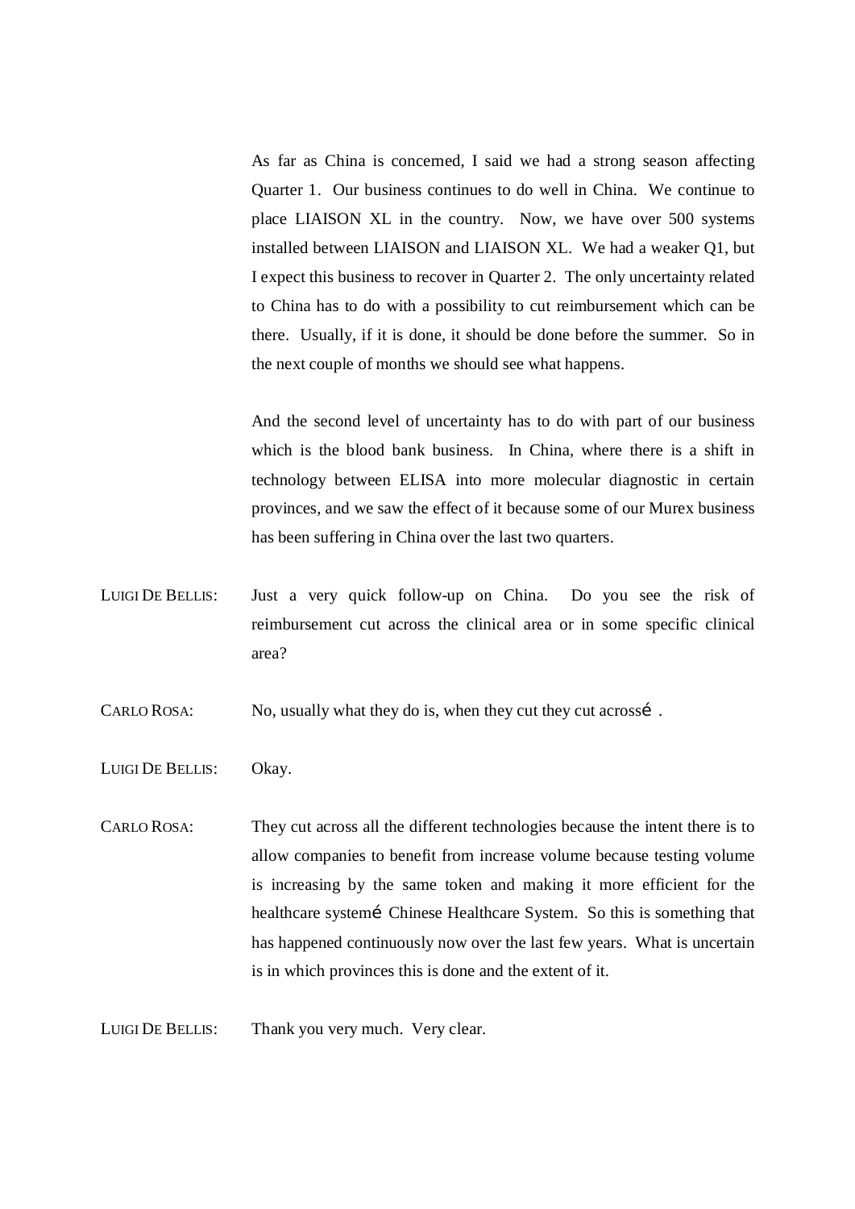As far as China is concerned, I said we had a strong season affecting Quarter 1. Our business continues to do well in China. We continue to place LIAISON XL in the country. Now, we have over 500 systems installed between LIAISON and LIAISON XL. We had a weaker Q1, but I expect this business to recover in Quarter 2. The only uncertainty related to China has to do with a possibility to cut reimbursement which can be there. Usually, if it is done, it should be done before the summer. So in the next couple of months we should see what happens.

And the second level of uncertainty has to do with part of our business which is the blood bank business. In China, where there is a shift in technology between ELISA into more molecular diagnostic in certain provinces, and we saw the effect of it because some of our Murex business has been suffering in China over the last two quarters.

LUIGI DE BELLIS: Just a very quick follow-up on China. Do you see the risk of reimbursement cut across the clinical area or in some specific clinical area?

CARLO ROSA: No, usually what they do is, when they cut they cut acrossé .

LUIGI DE BELLIS: Okay.

CARLO ROSA: They cut across all the different technologies because the intent there is to allow companies to benefit from increase volume because testing volume is increasing by the same token and making it more efficient for the healthcare systemé Chinese Healthcare System. So this is something that has happened continuously now over the last few years. What is uncertain is in which provinces this is done and the extent of it.

LUIGI DE BELLIS: Thank you very much. Very clear.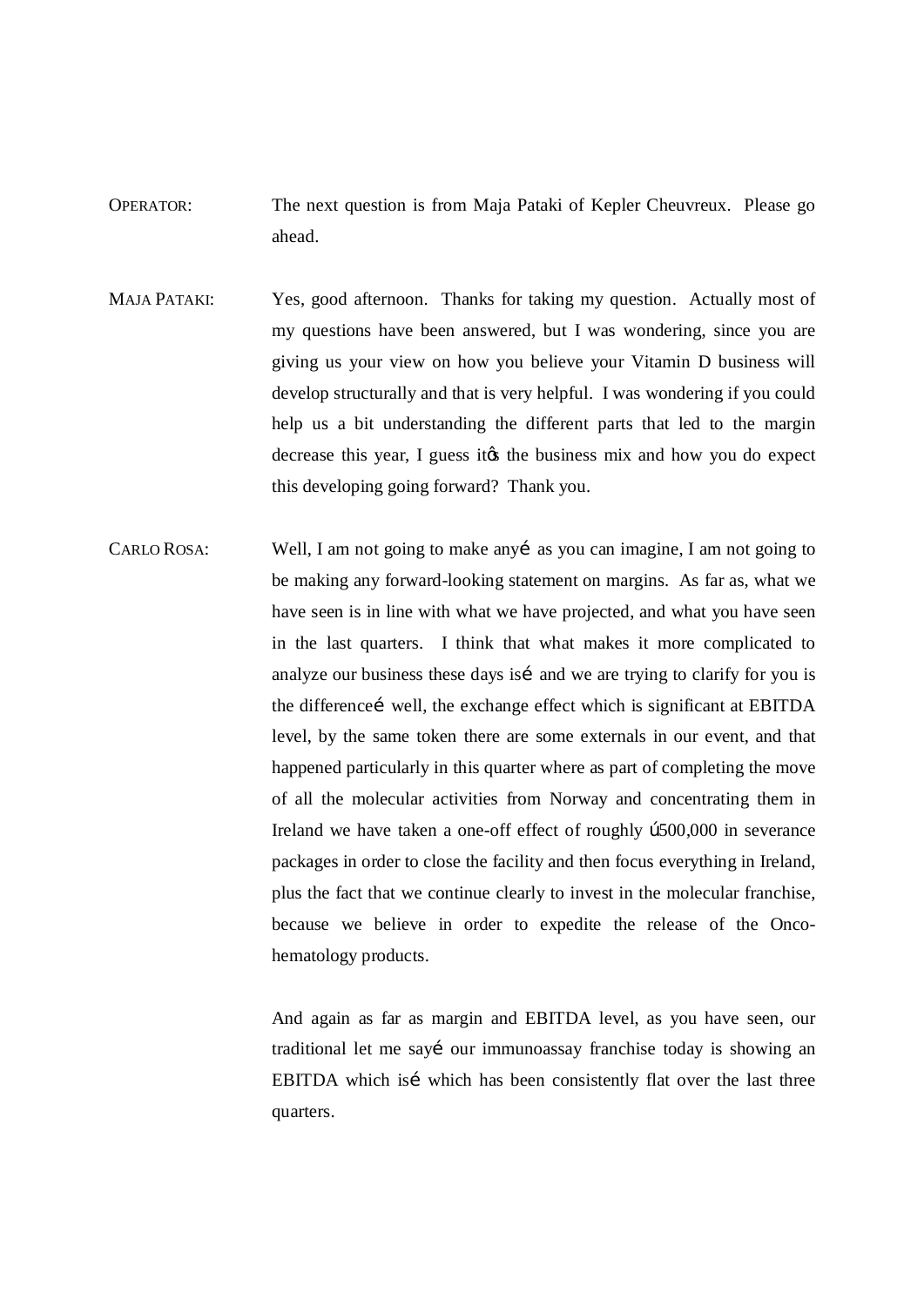OPERATOR: The next question is from Maja Pataki of Kepler Cheuvreux. Please go ahead.

MAJA PATAKI: Yes, good afternoon. Thanks for taking my question. Actually most of my questions have been answered, but I was wondering, since you are giving us your view on how you believe your Vitamin D business will develop structurally and that is very helpful. I was wondering if you could help us a bit understanding the different parts that led to the margin decrease this year, I guess itφs the business mix and how you do expect this developing going forward? Thank you.

CARLO ROSA: Well, I am not going to make anyé as you can imagine, I am not going to be making any forward-looking statement on margins. As far as, what we have seen is in line with what we have projected, and what you have seen in the last quarters. I think that what makes it more complicated to analyze our business these days isé and we are trying to clarify for you is the differenceé well, the exchange effect which is significant at EBITDA level, by the same token there are some externals in our event, and that happened particularly in this quarter where as part of completing the move of all the molecular activities from Norway and concentrating them in Ireland we have taken a one-off effect of roughly ú500,000 in severance packages in order to close the facility and then focus everything in Ireland, plus the fact that we continue clearly to invest in the molecular franchise, because we believe in order to expedite the release of the Onco-hematology products.

And again as far as margin and EBITDA level, as you have seen, our traditional let me sayé our immunoassay franchise today is showing an EBITDA which isé which has been consistently flat over the last three quarters.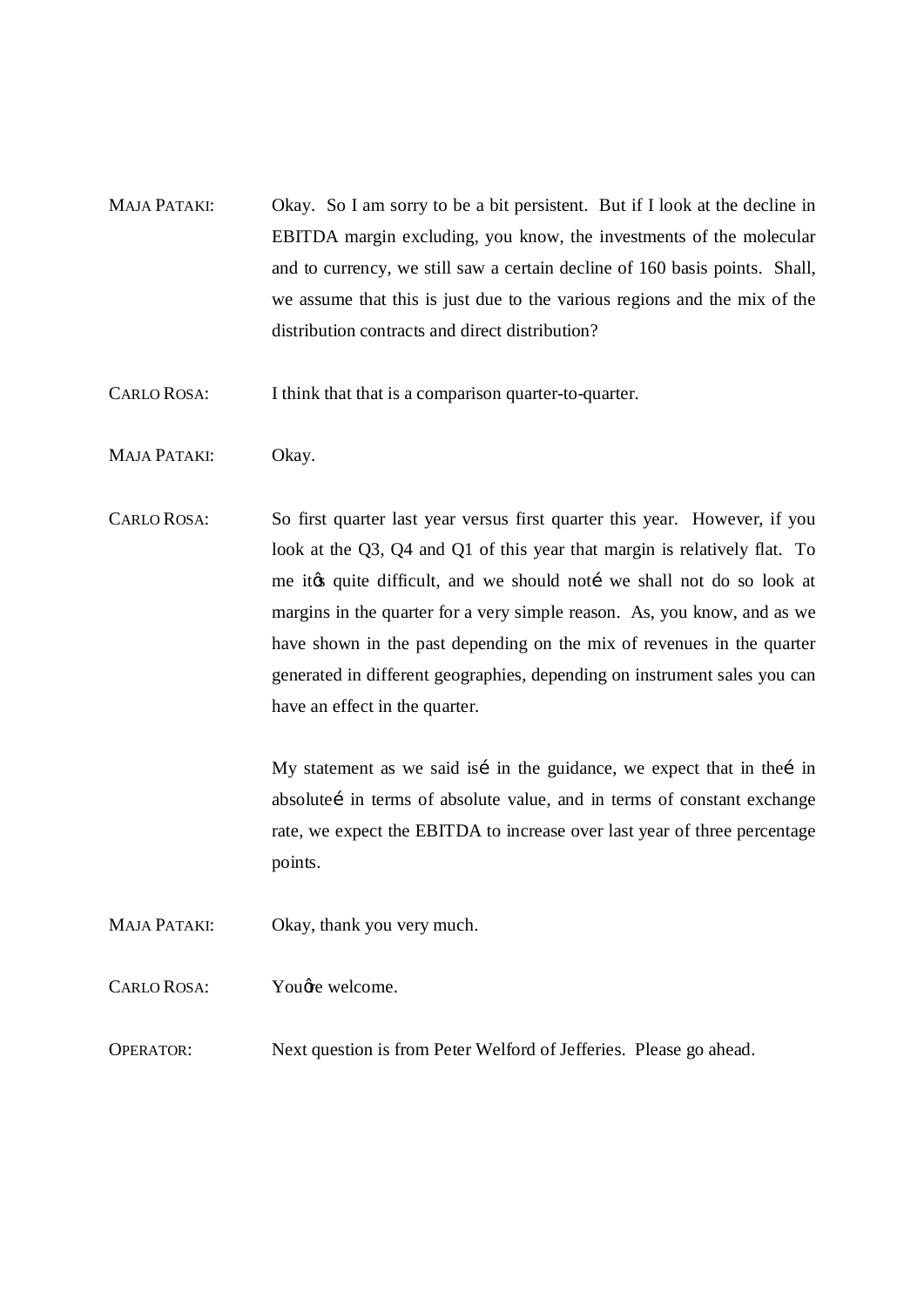MAJA PATAKI: Okay. So I am sorry to be a bit persistent. But if I look at the decline in EBITDA margin excluding, you know, the investments of the molecular and to currency, we still saw a certain decline of 160 basis points. Shall, we assume that this is just due to the various regions and the mix of the distribution contracts and direct distribution?

CARLO ROSA: I think that that is a comparison quarter-to-quarter.

MAJA PATAKI: Okay.

CARLO ROSA: So first quarter last year versus first quarter this year. However, if you look at the Q3, Q4 and Q1 of this year that margin is relatively flat. To me itꞌs quite difficult, and we should not… we shall not do so look at margins in the quarter for a very simple reason. As, you know, and as we have shown in the past depending on the mix of revenues in the quarter generated in different geographies, depending on instrument sales you can have an effect in the quarter.

My statement as we said is… in the guidance, we expect that in the… in absolute… in terms of absolute value, and in terms of constant exchange rate, we expect the EBITDA to increase over last year of three percentage points.

MAJA PATAKI: Okay, thank you very much.

CARLO ROSA: Youꞌre welcome.

OPERATOR: Next question is from Peter Welford of Jefferies. Please go ahead.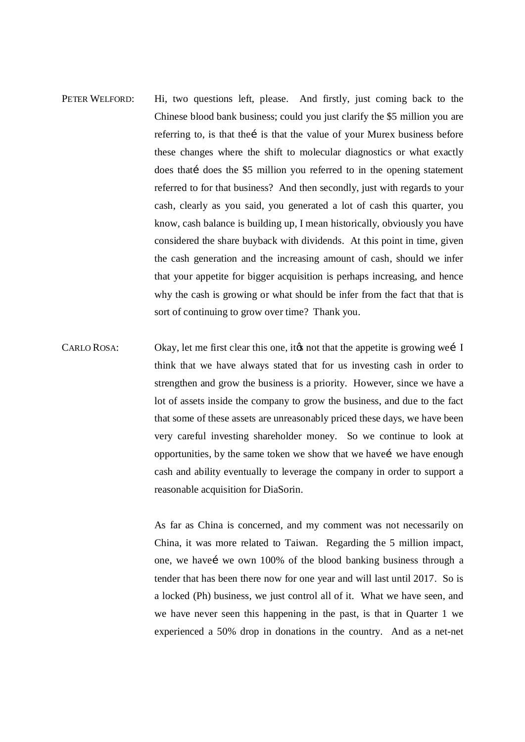PETER WELFORD: Hi, two questions left, please. And firstly, just coming back to the Chinese blood bank business; could you just clarify the $5 million you are referring to, is that theé is that the value of your Murex business before these changes where the shift to molecular diagnostics or what exactly does thaté does the $5 million you referred to in the opening statement referred to for that business? And then secondly, just with regards to your cash, clearly as you said, you generated a lot of cash this quarter, you know, cash balance is building up, I mean historically, obviously you have considered the share buyback with dividends. At this point in time, given the cash generation and the increasing amount of cash, should we infer that your appetite for bigger acquisition is perhaps increasing, and hence why the cash is growing or what should be infer from the fact that that is sort of continuing to grow over time? Thank you.

CARLO ROSA: Okay, let me first clear this one, itøs not that the appetite is growing weé I think that we have always stated that for us investing cash in order to strengthen and grow the business is a priority. However, since we have a lot of assets inside the company to grow the business, and due to the fact that some of these assets are unreasonably priced these days, we have been very careful investing shareholder money. So we continue to look at opportunities, by the same token we show that we haveé we have enough cash and ability eventually to leverage the company in order to support a reasonable acquisition for DiaSorin.

As far as China is concerned, and my comment was not necessarily on China, it was more related to Taiwan. Regarding the 5 million impact, one, we haveé we own 100% of the blood banking business through a tender that has been there now for one year and will last until 2017. So is a locked (Ph) business, we just control all of it. What we have seen, and we have never seen this happening in the past, is that in Quarter 1 we experienced a 50% drop in donations in the country. And as a net-net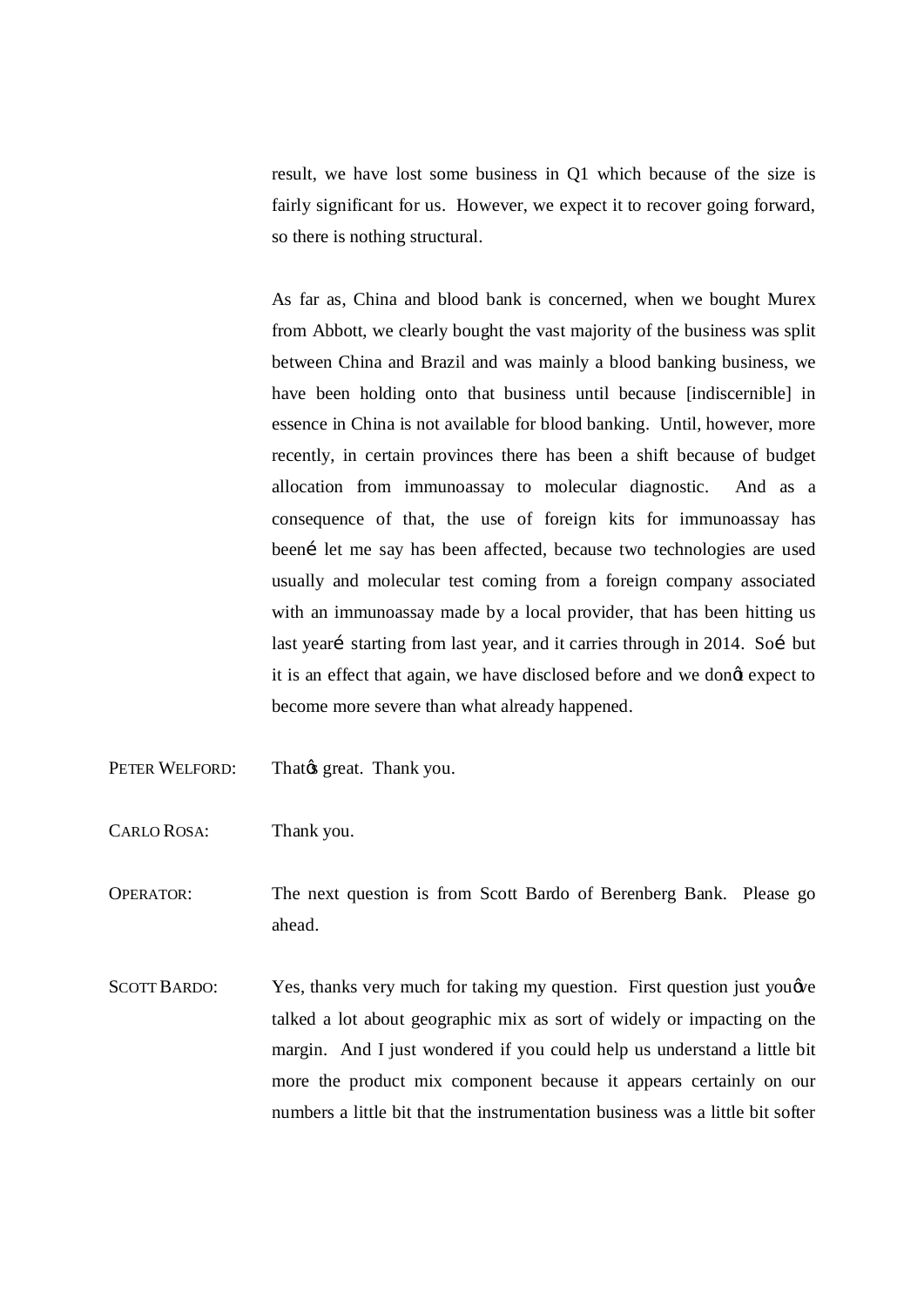result, we have lost some business in Q1 which because of the size is fairly significant for us. However, we expect it to recover going forward, so there is nothing structural.

As far as, China and blood bank is concerned, when we bought Murex from Abbott, we clearly bought the vast majority of the business was split between China and Brazil and was mainly a blood banking business, we have been holding onto that business until because [indiscernible] in essence in China is not available for blood banking. Until, however, more recently, in certain provinces there has been a shift because of budget allocation from immunoassay to molecular diagnostic. And as a consequence of that, the use of foreign kits for immunoassay has beenӏ let me say has been affected, because two technologies are used usually and molecular test coming from a foreign company associated with an immunoassay made by a local provider, that has been hitting us last yearӏ starting from last year, and it carries through in 2014. Soӏ but it is an effect that again, we have disclosed before and we donӪt expect to become more severe than what already happened.

PETER WELFORD: ThatӪs great. Thank you.

CARLO ROSA: Thank you.

OPERATOR: The next question is from Scott Bardo of Berenberg Bank. Please go ahead.

SCOTT BARDO: Yes, thanks very much for taking my question. First question just youӪve talked a lot about geographic mix as sort of widely or impacting on the margin. And I just wondered if you could help us understand a little bit more the product mix component because it appears certainly on our numbers a little bit that the instrumentation business was a little bit softer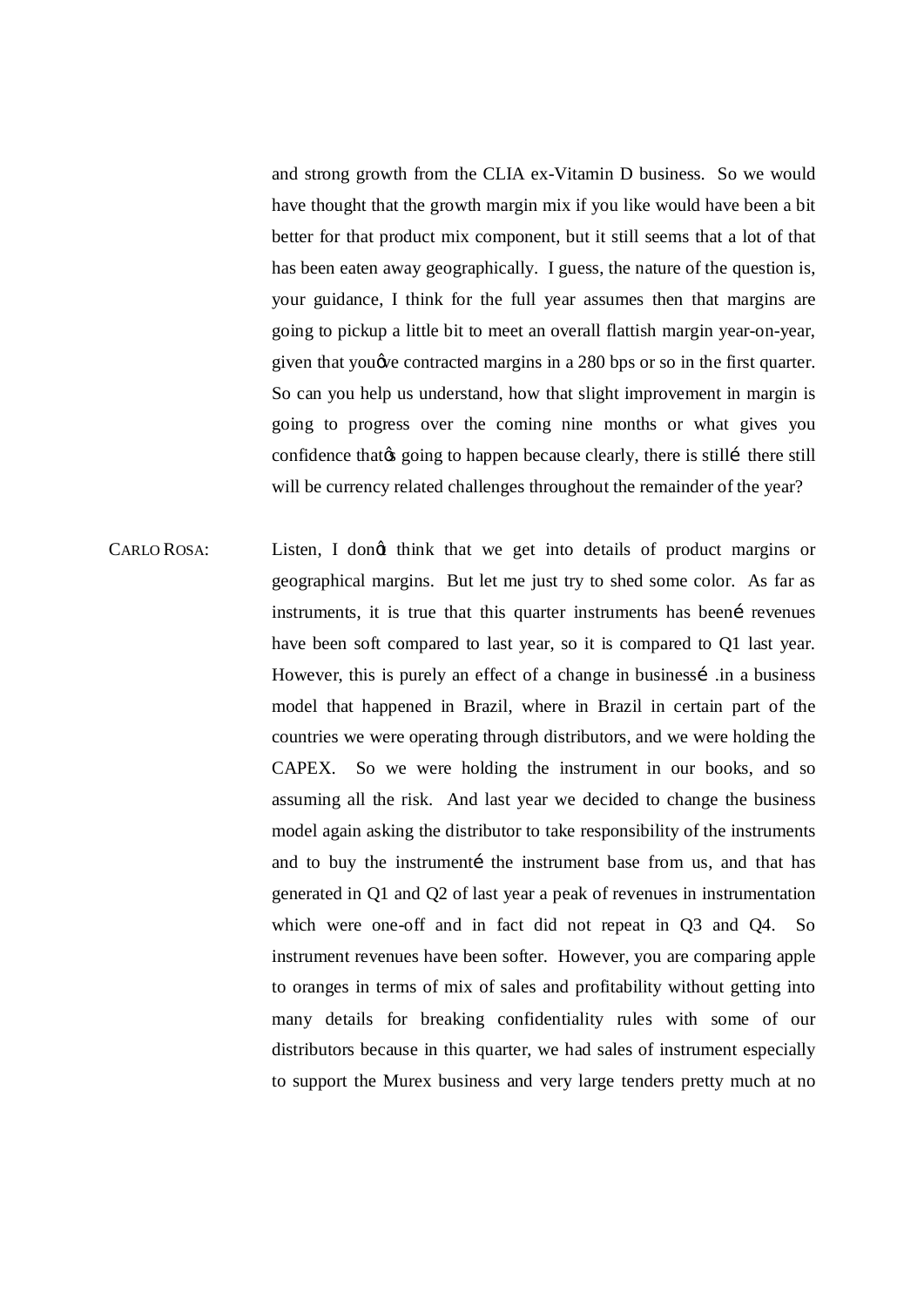and strong growth from the CLIA ex-Vitamin D business. So we would have thought that the growth margin mix if you like would have been a bit better for that product mix component, but it still seems that a lot of that has been eaten away geographically. I guess, the nature of the question is, your guidance, I think for the full year assumes then that margins are going to pickup a little bit to meet an overall flattish margin year-on-year, given that youǿve contracted margins in a 280 bps or so in the first quarter. So can you help us understand, how that slight improvement in margin is going to progress over the coming nine months or what gives you confidence thatǿs going to happen because clearly, there is stillé there still will be currency related challenges throughout the remainder of the year?

CARLO ROSA: Listen, I donǿt think that we get into details of product margins or geographical margins. But let me just try to shed some color. As far as instruments, it is true that this quarter instruments has beené revenues have been soft compared to last year, so it is compared to Q1 last year. However, this is purely an effect of a change in businessé .in a business model that happened in Brazil, where in Brazil in certain part of the countries we were operating through distributors, and we were holding the CAPEX. So we were holding the instrument in our books, and so assuming all the risk. And last year we decided to change the business model again asking the distributor to take responsibility of the instruments and to buy the instrumenté the instrument base from us, and that has generated in Q1 and Q2 of last year a peak of revenues in instrumentation which were one-off and in fact did not repeat in Q3 and Q4. So instrument revenues have been softer. However, you are comparing apple to oranges in terms of mix of sales and profitability without getting into many details for breaking confidentiality rules with some of our distributors because in this quarter, we had sales of instrument especially to support the Murex business and very large tenders pretty much at no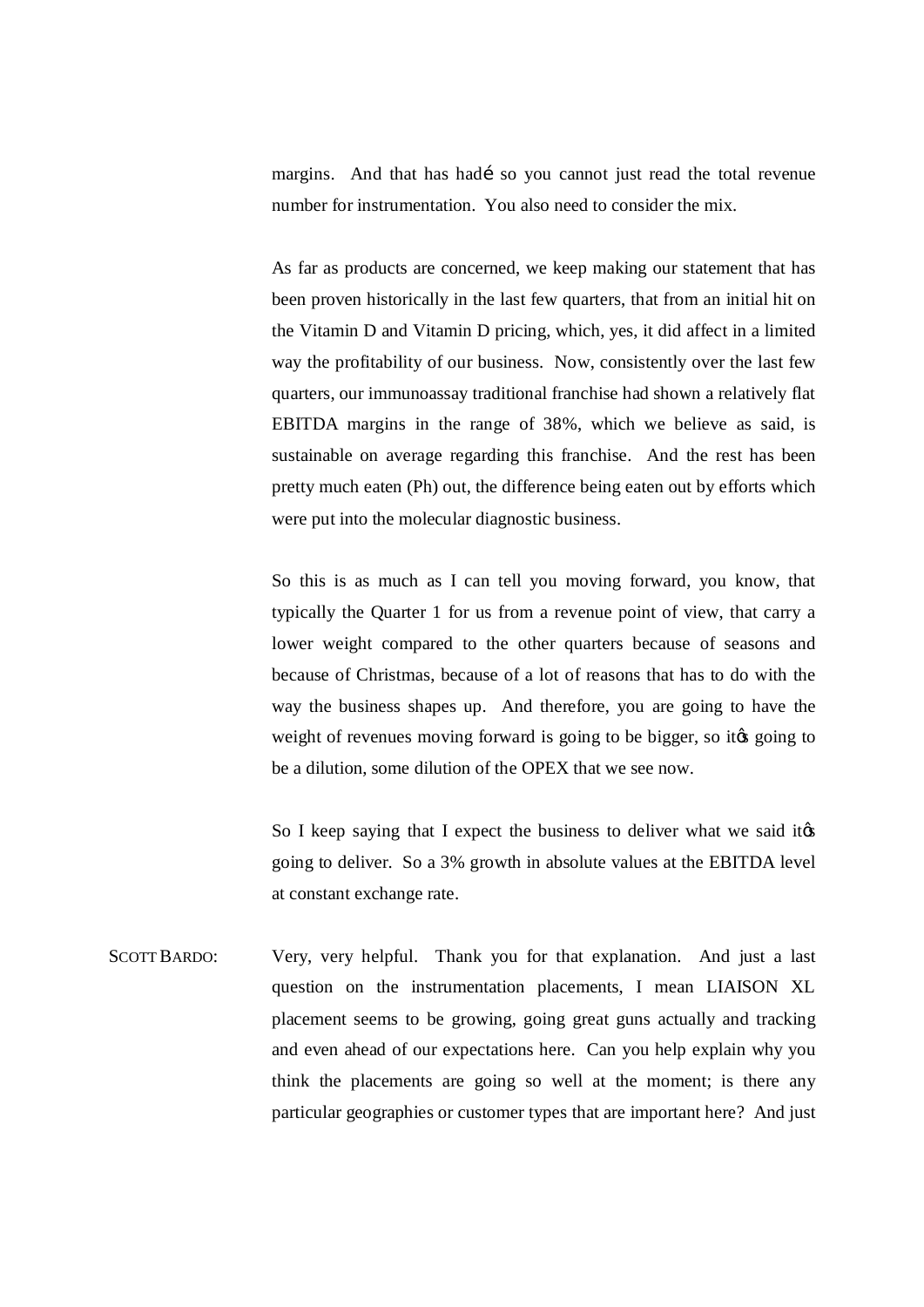margins. And that has hadí so you cannot just read the total revenue number for instrumentation. You also need to consider the mix.

As far as products are concerned, we keep making our statement that has been proven historically in the last few quarters, that from an initial hit on the Vitamin D and Vitamin D pricing, which, yes, it did affect in a limited way the profitability of our business. Now, consistently over the last few quarters, our immunoassay traditional franchise had shown a relatively flat EBITDA margins in the range of 38%, which we believe as said, is sustainable on average regarding this franchise. And the rest has been pretty much eaten (Ph) out, the difference being eaten out by efforts which were put into the molecular diagnostic business.

So this is as much as I can tell you moving forward, you know, that typically the Quarter 1 for us from a revenue point of view, that carry a lower weight compared to the other quarters because of seasons and because of Christmas, because of a lot of reasons that has to do with the way the business shapes up. And therefore, you are going to have the weight of revenues moving forward is going to be bigger, so itø going to be a dilution, some dilution of the OPEX that we see now.

So I keep saying that I expect the business to deliver what we said itø going to deliver. So a 3% growth in absolute values at the EBITDA level at constant exchange rate.

SCOTT BARDO: Very, very helpful. Thank you for that explanation. And just a last question on the instrumentation placements, I mean LIAISON XL placement seems to be growing, going great guns actually and tracking and even ahead of our expectations here. Can you help explain why you think the placements are going so well at the moment; is there any particular geographies or customer types that are important here? And just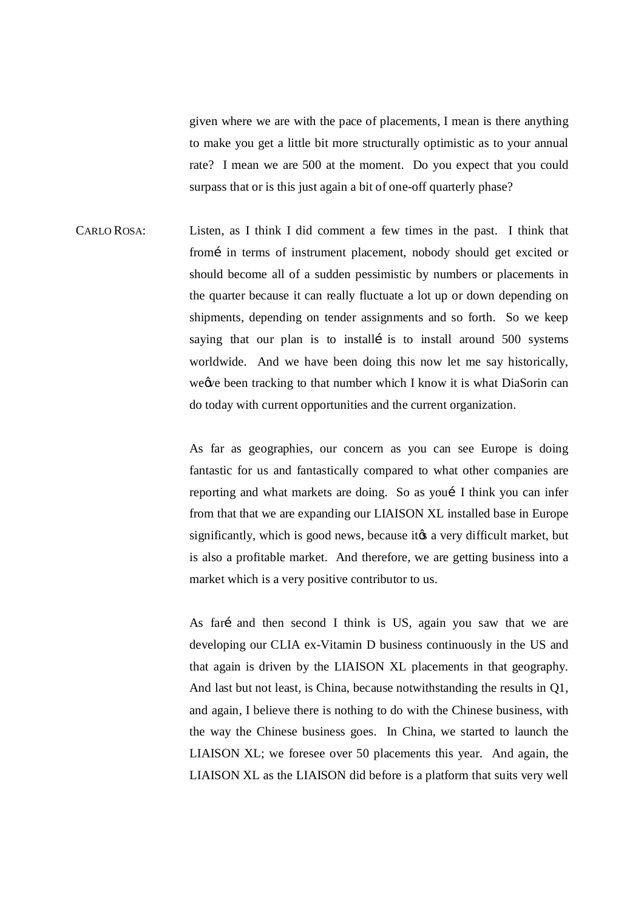given where we are with the pace of placements, I mean is there anything to make you get a little bit more structurally optimistic as to your annual rate? I mean we are 500 at the moment. Do you expect that you could surpass that or is this just again a bit of one-off quarterly phase?

CARLO ROSA: Listen, as I think I did comment a few times in the past. I think that fromí in terms of instrument placement, nobody should get excited or should become all of a sudden pessimistic by numbers or placements in the quarter because it can really fluctuate a lot up or down depending on shipments, depending on tender assignments and so forth. So we keep saying that our plan is to installí is to install around 500 systems worldwide. And we have been doing this now let me say historically, weøve been tracking to that number which I know it is what DiaSorin can do today with current opportunities and the current organization.

As far as geographies, our concern as you can see Europe is doing fantastic for us and fantastically compared to what other companies are reporting and what markets are doing. So as youí I think you can infer from that that we are expanding our LIAISON XL installed base in Europe significantly, which is good news, because itøs a very difficult market, but is also a profitable market. And therefore, we are getting business into a market which is a very positive contributor to us.

As farí and then second I think is US, again you saw that we are developing our CLIA ex-Vitamin D business continuously in the US and that again is driven by the LIAISON XL placements in that geography. And last but not least, is China, because notwithstanding the results in Q1, and again, I believe there is nothing to do with the Chinese business, with the way the Chinese business goes. In China, we started to launch the LIAISON XL; we foresee over 50 placements this year. And again, the LIAISON XL as the LIAISON did before is a platform that suits very well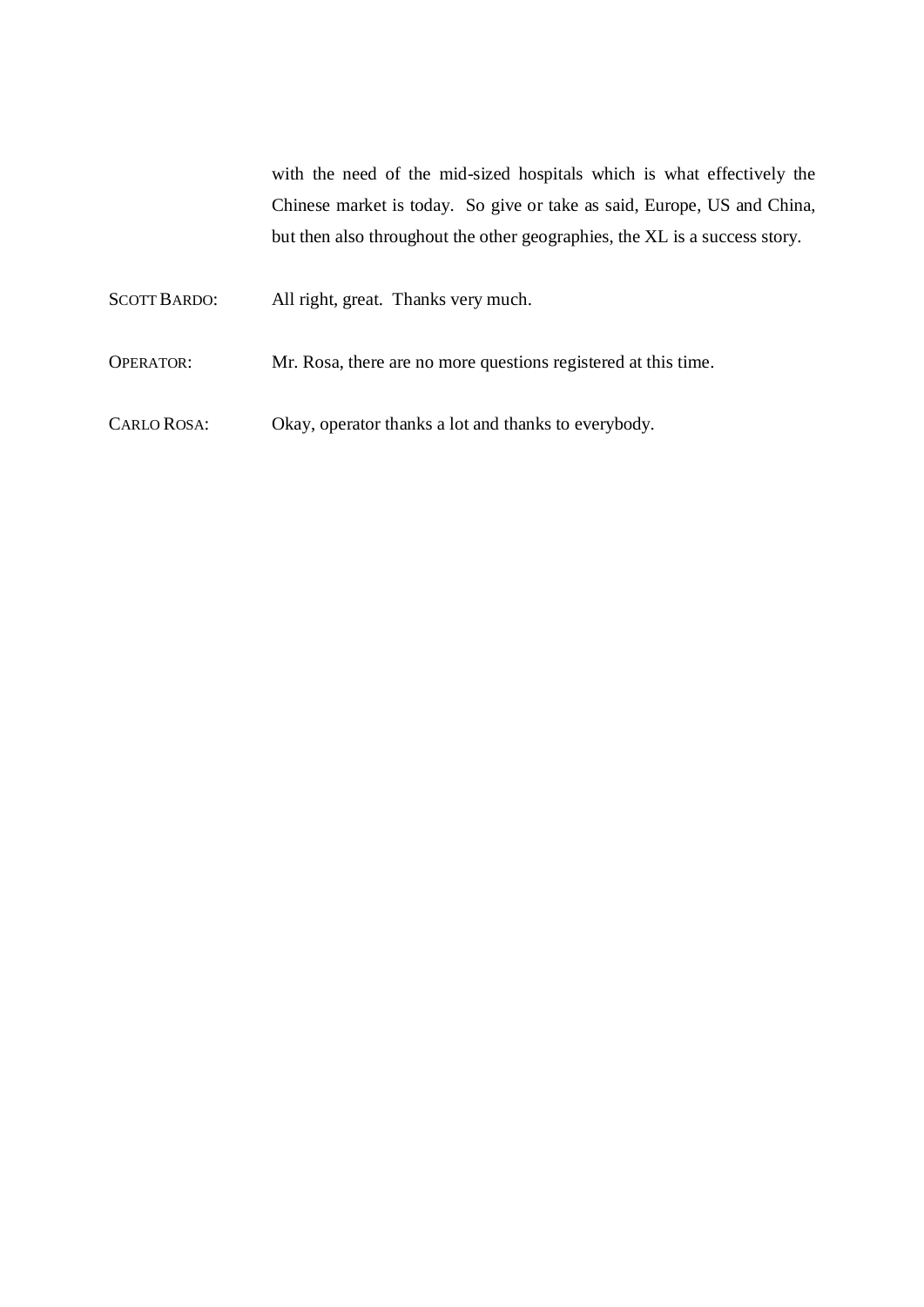with the need of the mid-sized hospitals which is what effectively the Chinese market is today. So give or take as said, Europe, US and China, but then also throughout the other geographies, the XL is a success story.

SCOTT BARDO: All right, great. Thanks very much.

OPERATOR: Mr. Rosa, there are no more questions registered at this time.

CARLO ROSA: Okay, operator thanks a lot and thanks to everybody.